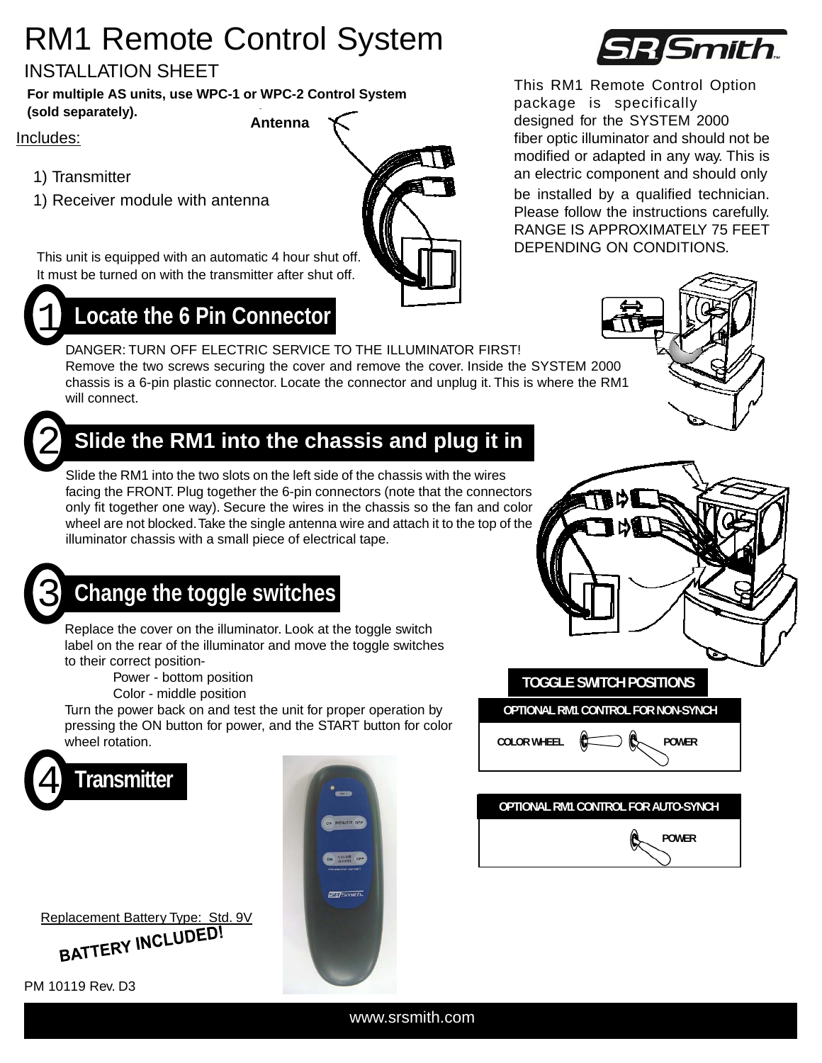# RM1 Remote Control System

## INSTALLATION SHEET

**For multiple AS units, use WPC-1 or WPC-2 Control System (sold separately).**

Includes:

1) Transmitter
1) Receiver module with antenna

Antenna

This unit is equipped with an automatic 4 hour shut off. It must be turned on with the transmitter after shut off.

This RM1 Remote Control Option package is specifically designed for the SYSTEM 2000 fiber optic illuminator and should not be modified or adapted in any way. This is an electric component and should only be installed by a qualified technician. Please follow the instructions carefully. RANGE IS APPROXIMATELY 75 FEET DEPENDING ON CONDITIONS.

## 1 Locate the 6 Pin Connector

DANGER: TURN OFF ELECTRIC SERVICE TO THE ILLUMINATOR FIRST!
Remove the two screws securing the cover and remove the cover. Inside the SYSTEM 2000 chassis is a 6-pin plastic connector. Locate the connector and unplug it. This is where the RM1 will connect.

## 2 Slide the RM1 into the chassis and plug it in

Slide the RM1 into the two slots on the left side of the chassis with the wires facing the FRONT. Plug together the 6-pin connectors (note that the connectors only fit together one way). Secure the wires in the chassis so the fan and color wheel are not blocked. Take the single antenna wire and attach it to the top of the illuminator chassis with a small piece of electrical tape.

## 3 Change the toggle switches

Replace the cover on the illuminator. Look at the toggle switch label on the rear of the illuminator and move the toggle switches to their correct position-

Power - bottom position
Color - middle position

Turn the power back on and test the unit for proper operation by pressing the ON button for power, and the START button for color wheel rotation.

**TOGGLE SWITCH POSITIONS**

OPTIONAL RM1 CONTROL FOR NON-SYNCH

COLOR WHEEL — POWER

OPTIONAL RM1 CONTROL FOR AUTO-SYNCH

POWER

## 4 Transmitter

ON POWER OFF

ON COLOR WHEEL OFF

Replacement Battery Type: Std. 9V

**BATTERY INCLUDED!**

PM 10119 Rev. D3

www.srsmith.com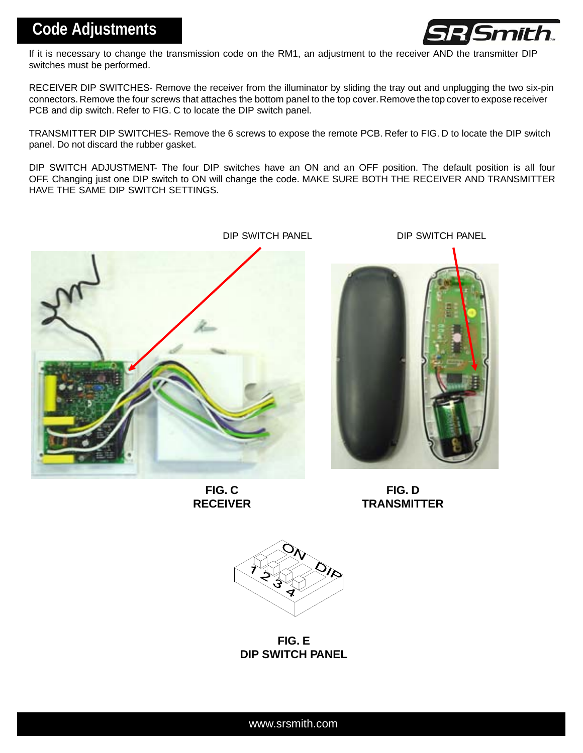# Code Adjustments

If it is necessary to change the transmission code on the RM1, an adjustment to the receiver AND the transmitter DIP switches must be performed.

RECEIVER DIP SWITCHES- Remove the receiver from the illuminator by sliding the tray out and unplugging the two six-pin connectors. Remove the four screws that attaches the bottom panel to the top cover. Remove the top cover to expose receiver PCB and dip switch. Refer to FIG. C to locate the DIP switch panel.

TRANSMITTER DIP SWITCHES- Remove the 6 screws to expose the remote PCB. Refer to FIG. D to locate the DIP switch panel. Do not discard the rubber gasket.

DIP SWITCH ADJUSTMENT- The four DIP switches have an ON and an OFF position. The default position is all four OFF. Changing just one DIP switch to ON will change the code. MAKE SURE BOTH THE RECEIVER AND TRANSMITTER HAVE THE SAME DIP SWITCH SETTINGS.

DIP SWITCH PANEL

DIP SWITCH PANEL

**FIG. C**
**RECEIVER**

**FIG. D**
**TRANSMITTER**

ON DIP
1 2 3 4

**FIG. E**
**DIP SWITCH PANEL**